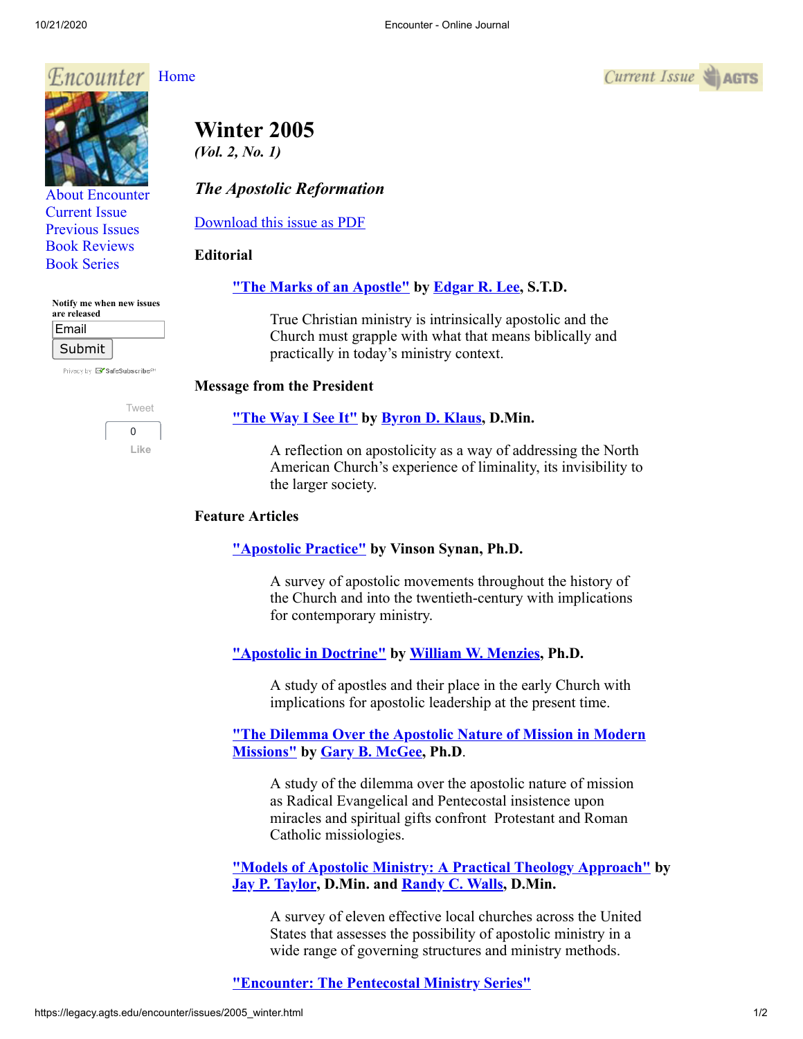Encounter Home

About Encounter
Current Issue
Previous Issues
Book Reviews
Book Series

Notify me when new issues are released

# Winter 2005

*(Vol. 2, No. 1)*

## *The Apostolic Reformation*

Download this issue as PDF

### Editorial

**"The Marks of an Apostle" by Edgar R. Lee, S.T.D.**

True Christian ministry is intrinsically apostolic and the Church must grapple with what that means biblically and practically in today's ministry context.

### Message from the President

**"The Way I See It" by Byron D. Klaus, D.Min.**

A reflection on apostolicity as a way of addressing the North American Church's experience of liminality, its invisibility to the larger society.

### Feature Articles

**"Apostolic Practice" by Vinson Synan, Ph.D.**

A survey of apostolic movements throughout the history of the Church and into the twentieth-century with implications for contemporary ministry.

**"Apostolic in Doctrine" by William W. Menzies, Ph.D.**

A study of apostles and their place in the early Church with implications for apostolic leadership at the present time.

**"The Dilemma Over the Apostolic Nature of Mission in Modern Missions" by Gary B. McGee, Ph.D.**

A study of the dilemma over the apostolic nature of mission as Radical Evangelical and Pentecostal insistence upon miracles and spiritual gifts confront Protestant and Roman Catholic missiologies.

**"Models of Apostolic Ministry: A Practical Theology Approach" by Jay P. Taylor, D.Min. and Randy C. Walls, D.Min.**

A survey of eleven effective local churches across the United States that assesses the possibility of apostolic ministry in a wide range of governing structures and ministry methods.

**"Encounter: The Pentecostal Ministry Series"**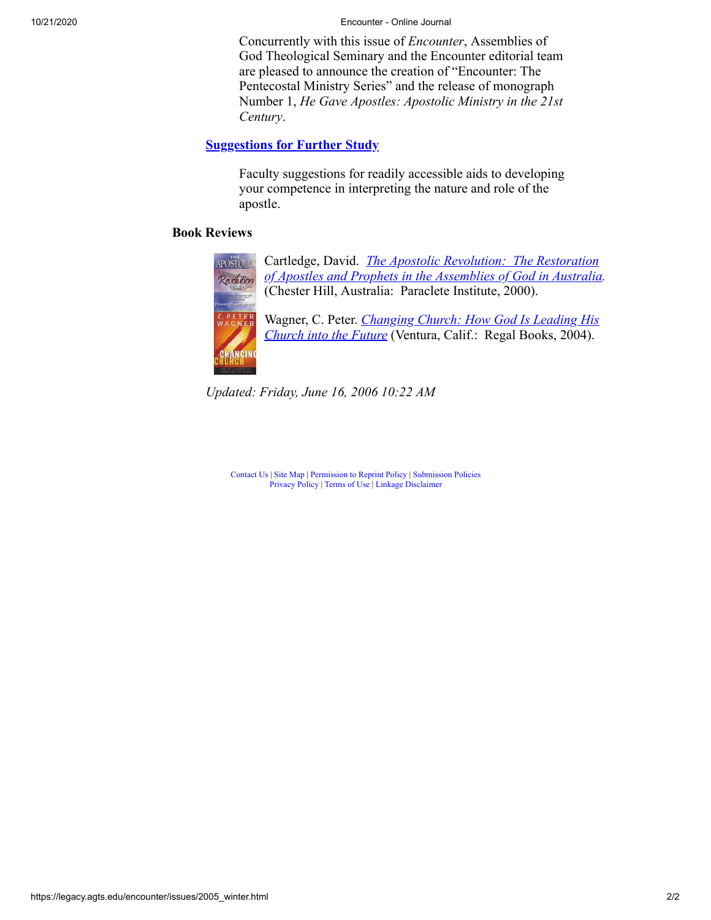Concurrently with this issue of *Encounter*, Assemblies of God Theological Seminary and the Encounter editorial team are pleased to announce the creation of "Encounter: The Pentecostal Ministry Series" and the release of monograph Number 1, *He Gave Apostles: Apostolic Ministry in the 21st Century*.

**Suggestions for Further Study**

Faculty suggestions for readily accessible aids to developing your competence in interpreting the nature and role of the apostle.

### Book Reviews

Cartledge, David. *The Apostolic Revolution: The Restoration of Apostles and Prophets in the Assemblies of God in Australia*. (Chester Hill, Australia: Paraclete Institute, 2000).

Wagner, C. Peter. *Changing Church: How God Is Leading His Church into the Future* (Ventura, Calif.: Regal Books, 2004).

*Updated: Friday, June 16, 2006 10:22 AM*

Contact Us | Site Map | Permission to Reprint Policy | Submission Policies
Privacy Policy | Terms of Use | Linkage Disclaimer